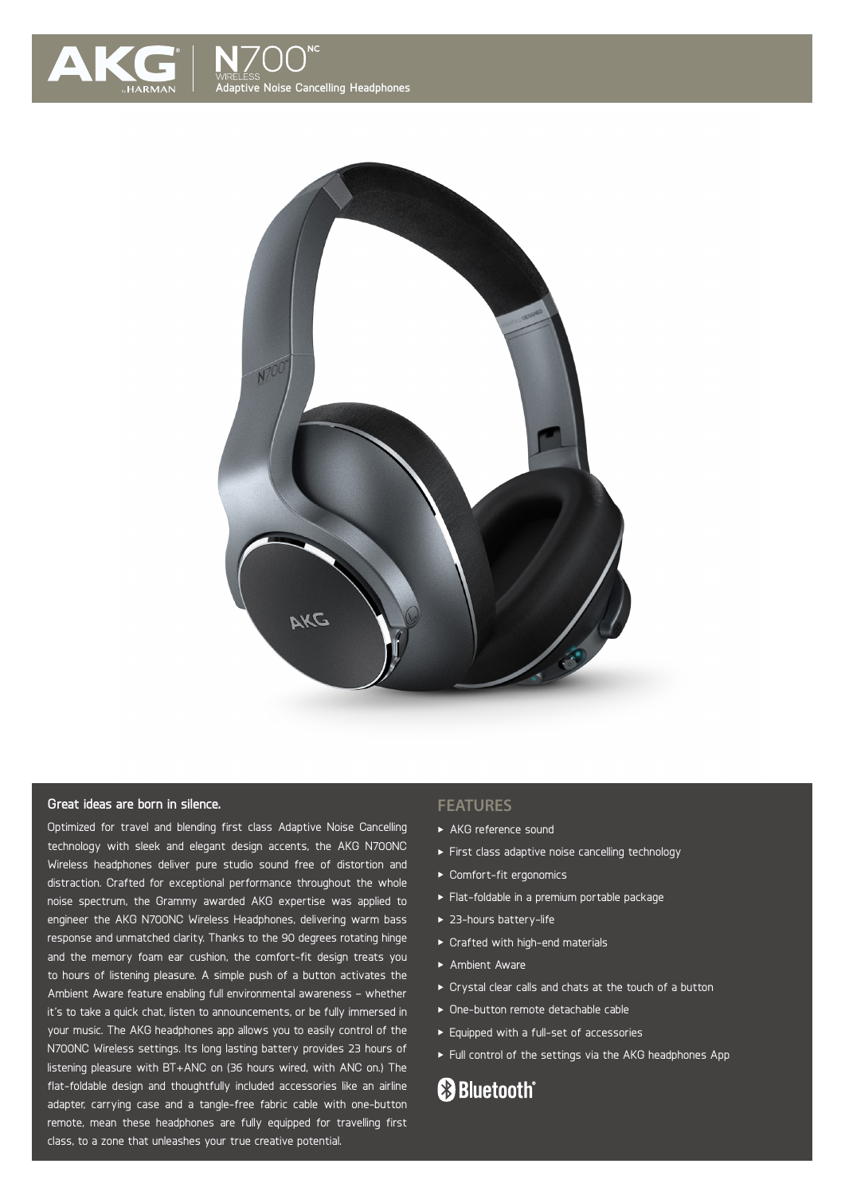AKG by HARMAN | N700NC WIRELESS
Adaptive Noise Cancelling Headphones

## Great ideas are born in silence.

Optimized for travel and blending first class Adaptive Noise Cancelling technology with sleek and elegant design accents, the AKG N700NC Wireless headphones deliver pure studio sound free of distortion and distraction. Crafted for exceptional performance throughout the whole noise spectrum, the Grammy awarded AKG expertise was applied to engineer the AKG N700NC Wireless Headphones, delivering warm bass response and unmatched clarity. Thanks to the 90 degrees rotating hinge and the memory foam ear cushion, the comfort-fit design treats you to hours of listening pleasure. A simple push of a button activates the Ambient Aware feature enabling full environmental awareness – whether it's to take a quick chat, listen to announcements, or be fully immersed in your music. The AKG headphones app allows you to easily control of the N700NC Wireless settings. Its long lasting battery provides 23 hours of listening pleasure with BT+ANC on (36 hours wired, with ANC on.) The flat-foldable design and thoughtfully included accessories like an airline adapter, carrying case and a tangle-free fabric cable with one-button remote, mean these headphones are fully equipped for travelling first class, to a zone that unleashes your true creative potential.

## FEATURES

- AKG reference sound
- First class adaptive noise cancelling technology
- Comfort-fit ergonomics
- Flat-foldable in a premium portable package
- 23-hours battery-life
- Crafted with high-end materials
- Ambient Aware
- Crystal clear calls and chats at the touch of a button
- One-button remote detachable cable
- Equipped with a full-set of accessories
- Full control of the settings via the AKG headphones App

Bluetooth®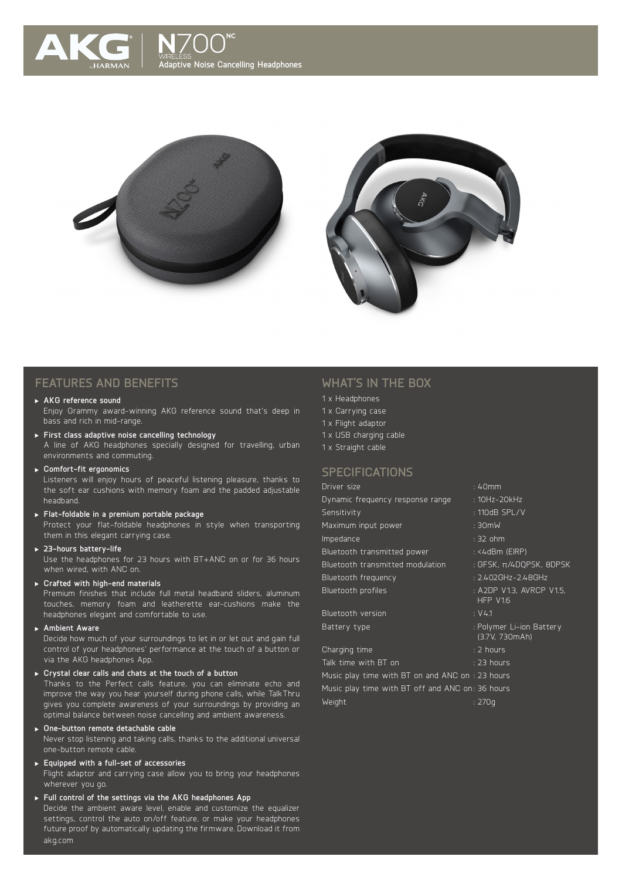# AKG | N700NC WIRELESS

Adaptive Noise Cancelling Headphones

## FEATURES AND BENEFITS

- **AKG reference sound**
  Enjoy Grammy award-winning AKG reference sound that's deep in bass and rich in mid-range.
- **First class adaptive noise cancelling technology**
  A line of AKG headphones specially designed for travelling, urban environments and commuting.
- **Comfort-fit ergonomics**
  Listeners will enjoy hours of peaceful listening pleasure, thanks to the soft ear cushions with memory foam and the padded adjustable headband.
- **Flat-foldable in a premium portable package**
  Protect your flat-foldable headphones in style when transporting them in this elegant carrying case.
- **23-hours battery-life**
  Use the headphones for 23 hours with BT+ANC on or for 36 hours when wired, with ANC on.
- **Crafted with high-end materials**
  Premium finishes that include full metal headband sliders, aluminum touches, memory foam and leatherette ear-cushions make the headphones elegant and comfortable to use.
- **Ambient Aware**
  Decide how much of your surroundings to let in or let out and gain full control of your headphones' performance at the touch of a button or via the AKG headphones App.
- **Crystal clear calls and chats at the touch of a button**
  Thanks to the Perfect calls feature, you can eliminate echo and improve the way you hear yourself during phone calls, while TalkThru gives you complete awareness of your surroundings by providing an optimal balance between noise cancelling and ambient awareness.
- **One-button remote detachable cable**
  Never stop listening and taking calls, thanks to the additional universal one-button remote cable.
- **Equipped with a full-set of accessories**
  Flight adaptor and carrying case allow you to bring your headphones wherever you go.
- **Full control of the settings via the AKG headphones App**
  Decide the ambient aware level, enable and customize the equalizer settings, control the auto on/off feature, or make your headphones future proof by automatically updating the firmware. Download it from akg.com

## WHAT'S IN THE BOX

- 1 x Headphones
- 1 x Carrying case
- 1 x Flight adaptor
- 1 x USB charging cable
- 1 x Straight cable

## SPECIFICATIONS

| | |
|---|---|
| Driver size | : 40mm |
| Dynamic frequency response range | : 10Hz-20kHz |
| Sensitivity | : 110dB SPL/V |
| Maximum input power | : 30mW |
| Impedance | : 32 ohm |
| Bluetooth transmitted power | : <4dBm (EIRP) |
| Bluetooth transmitted modulation | : GFSK, π/4DQPSK, 8DPSK |
| Bluetooth frequency | : 2.402GHz-2.48GHz |
| Bluetooth profiles | : A2DP V1.3, AVRCP V1.5, HFP V1.6 |
| Bluetooth version | : V4.1 |
| Battery type | : Polymer Li-ion Battery (3.7V, 730mAh) |
| Charging time | : 2 hours |
| Talk time with BT on | : 23 hours |
| Music play time with BT on and ANC on | : 23 hours |
| Music play time with BT off and ANC on | : 36 hours |
| Weight | : 270g |